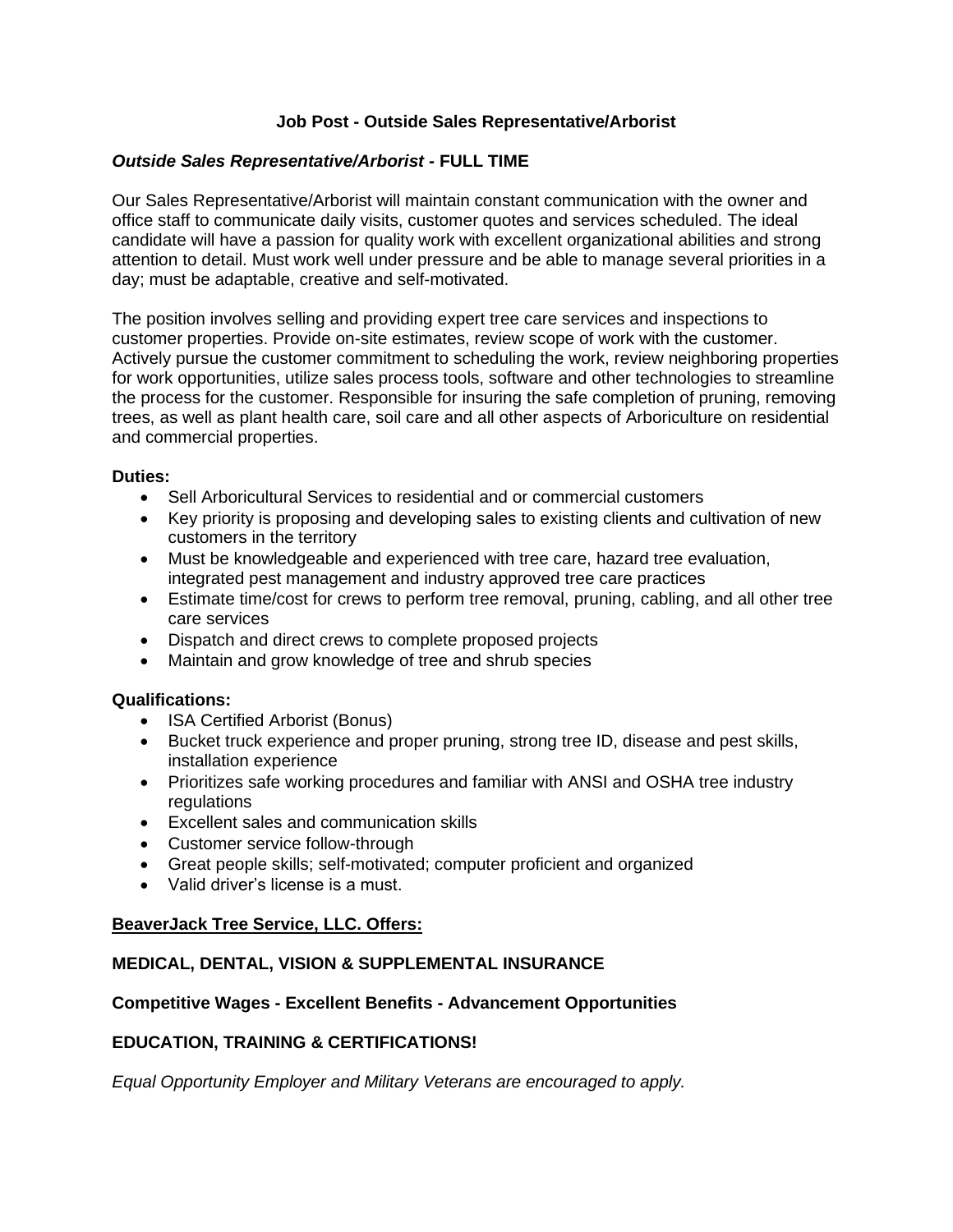# Job Post - Outside Sales Representative/Arborist

***Outside Sales Representative/Arborist* - FULL TIME**

Our Sales Representative/Arborist will maintain constant communication with the owner and office staff to communicate daily visits, customer quotes and services scheduled. The ideal candidate will have a passion for quality work with excellent organizational abilities and strong attention to detail. Must work well under pressure and be able to manage several priorities in a day; must be adaptable, creative and self-motivated.

The position involves selling and providing expert tree care services and inspections to customer properties. Provide on-site estimates, review scope of work with the customer. Actively pursue the customer commitment to scheduling the work, review neighboring properties for work opportunities, utilize sales process tools, software and other technologies to streamline the process for the customer. Responsible for insuring the safe completion of pruning, removing trees, as well as plant health care, soil care and all other aspects of Arboriculture on residential and commercial properties.

**Duties:**

- Sell Arboricultural Services to residential and or commercial customers
- Key priority is proposing and developing sales to existing clients and cultivation of new customers in the territory
- Must be knowledgeable and experienced with tree care, hazard tree evaluation, integrated pest management and industry approved tree care practices
- Estimate time/cost for crews to perform tree removal, pruning, cabling, and all other tree care services
- Dispatch and direct crews to complete proposed projects
- Maintain and grow knowledge of tree and shrub species

**Qualifications:**

- ISA Certified Arborist (Bonus)
- Bucket truck experience and proper pruning, strong tree ID, disease and pest skills, installation experience
- Prioritizes safe working procedures and familiar with ANSI and OSHA tree industry regulations
- Excellent sales and communication skills
- Customer service follow-through
- Great people skills; self-motivated; computer proficient and organized
- Valid driver's license is a must.

**BeaverJack Tree Service, LLC. Offers:**

**MEDICAL, DENTAL, VISION & SUPPLEMENTAL INSURANCE**

**Competitive Wages - Excellent Benefits - Advancement Opportunities**

**EDUCATION, TRAINING & CERTIFICATIONS!**

*Equal Opportunity Employer and Military Veterans are encouraged to apply.*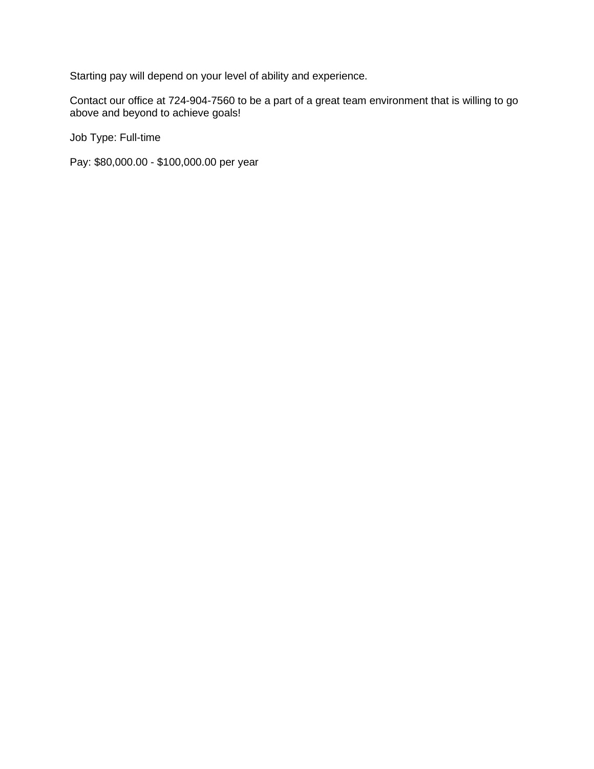Starting pay will depend on your level of ability and experience.

Contact our office at 724-904-7560 to be a part of a great team environment that is willing to go above and beyond to achieve goals!

Job Type: Full-time

Pay: $80,000.00 - $100,000.00 per year